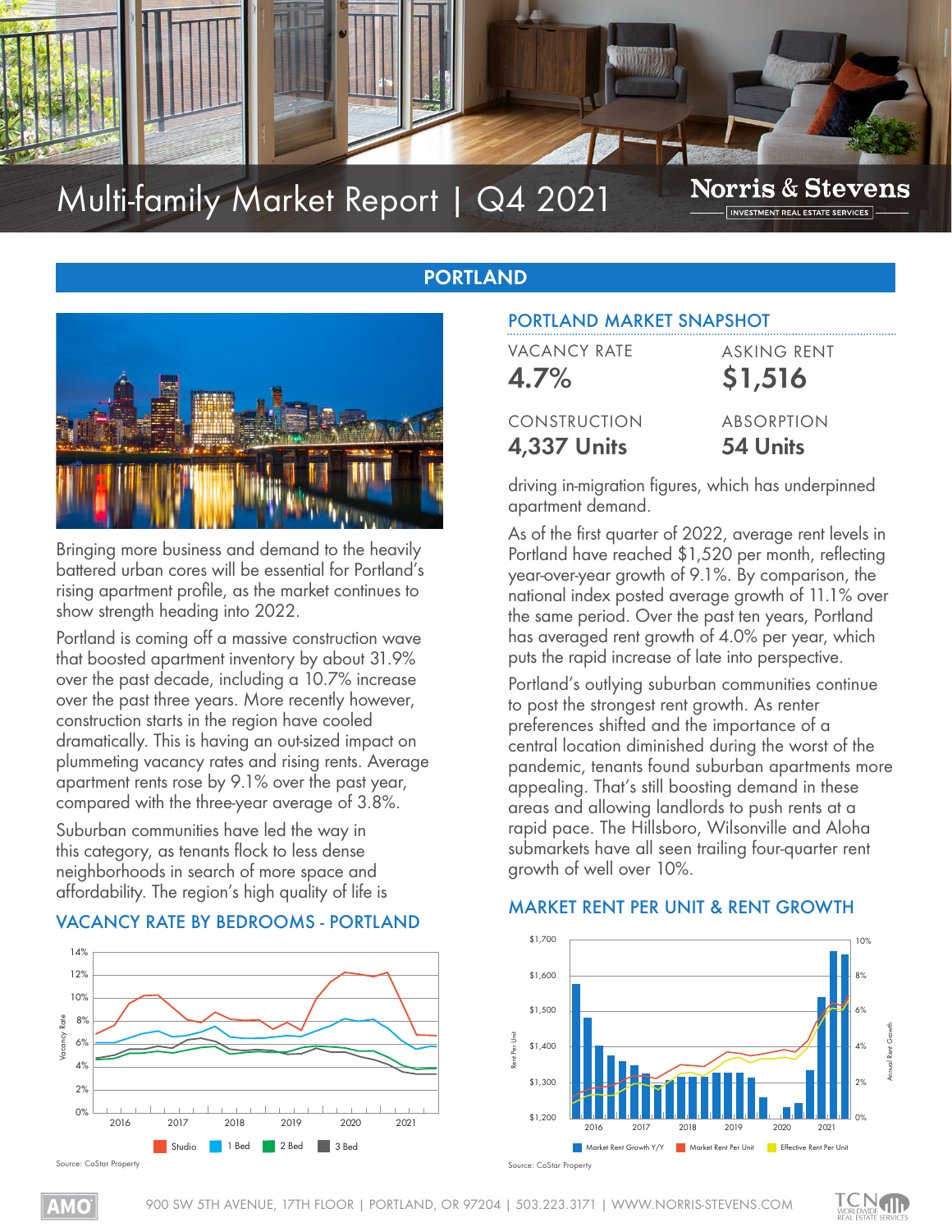# Multi-family Market Report | Q4 2021

Norris & Stevens
INVESTMENT REAL ESTATE SERVICES

## PORTLAND

Bringing more business and demand to the heavily battered urban cores will be essential for Portland's rising apartment profile, as the market continues to show strength heading into 2022.

Portland is coming off a massive construction wave that boosted apartment inventory by about 31.9% over the past decade, including a 10.7% increase over the past three years. More recently however, construction starts in the region have cooled dramatically. This is having an out-sized impact on plummeting vacancy rates and rising rents. Average apartment rents rose by 9.1% over the past year, compared with the three-year average of 3.8%.

Suburban communities have led the way in this category, as tenants flock to less dense neighborhoods in search of more space and affordability. The region's high quality of life is driving in-migration figures, which has underpinned apartment demand.

As of the first quarter of 2022, average rent levels in Portland have reached $1,520 per month, reflecting year-over-year growth of 9.1%. By comparison, the national index posted average growth of 11.1% over the same period. Over the past ten years, Portland has averaged rent growth of 4.0% per year, which puts the rapid increase of late into perspective.

Portland's outlying suburban communities continue to post the strongest rent growth. As renter preferences shifted and the importance of a central location diminished during the worst of the pandemic, tenants found suburban apartments more appealing. That's still boosting demand in these areas and allowing landlords to push rents at a rapid pace. The Hillsboro, Wilsonville and Aloha submarkets have all seen trailing four-quarter rent growth of well over 10%.

### PORTLAND MARKET SNAPSHOT

| VACANCY RATE | ASKING RENT |
|---|---|
| **4.7%** | **$1,516** |
| **CONSTRUCTION** | **ABSORPTION** |
| **4,337 Units** | **54 Units** |

### VACANCY RATE BY BEDROOMS - PORTLAND

Studio | 1 Bed | 2 Bed | 3 Bed

Source: CoStar Property

### MARKET RENT PER UNIT & RENT GROWTH

Market Rent Growth Y/Y | Market Rent Per Unit | Effective Rent Per Unit

Source: CoStar Property

900 SW 5TH AVENUE, 17TH FLOOR | PORTLAND, OR 97204 | 503.223.3171 | WWW.NORRIS-STEVENS.COM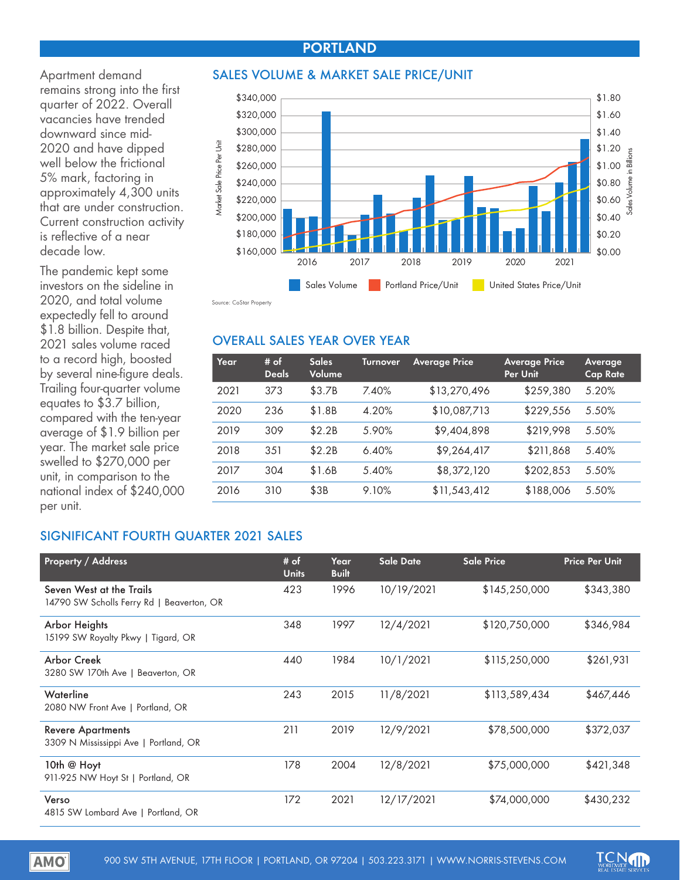# PORTLAND

Apartment demand remains strong into the first quarter of 2022. Overall vacancies have trended downward since mid-2020 and have dipped well below the frictional 5% mark, factoring in approximately 4,300 units that are under construction. Current construction activity is reflective of a near decade low.

The pandemic kept some investors on the sideline in 2020, and total volume expectedly fell to around $1.8 billion. Despite that, 2021 sales volume raced to a record high, boosted by several nine-figure deals. Trailing four-quarter volume equates to $3.7 billion, compared with the ten-year average of $1.9 billion per year. The market sale price swelled to $270,000 per unit, in comparison to the national index of $240,000 per unit.

## SALES VOLUME & MARKET SALE PRICE/UNIT

Sales Volume | Portland Price/Unit | United States Price/Unit

Source: CoStar Property

## OVERALL SALES YEAR OVER YEAR

| Year | # of Deals | Sales Volume | Turnover | Average Price | Average Price Per Unit | Average Cap Rate |
|---|---|---|---|---|---|---|
| 2021 | 373 | $3.7B | 7.40% | $13,270,496 | $259,380 | 5.20% |
| 2020 | 236 | $1.8B | 4.20% | $10,087,713 | $229,556 | 5.50% |
| 2019 | 309 | $2.2B | 5.90% | $9,404,898 | $219,998 | 5.50% |
| 2018 | 351 | $2.2B | 6.40% | $9,264,417 | $211,868 | 5.40% |
| 2017 | 304 | $1.6B | 5.40% | $8,372,120 | $202,853 | 5.50% |
| 2016 | 310 | $3B | 9.10% | $11,543,412 | $188,006 | 5.50% |

## SIGNIFICANT FOURTH QUARTER 2021 SALES

| Property / Address | # of Units | Year Built | Sale Date | Sale Price | Price Per Unit |
|---|---|---|---|---|---|
| Seven West at the Trails<br>14790 SW Scholls Ferry Rd \| Beaverton, OR | 423 | 1996 | 10/19/2021 | $145,250,000 | $343,380 |
| Arbor Heights<br>15199 SW Royalty Pkwy \| Tigard, OR | 348 | 1997 | 12/4/2021 | $120,750,000 | $346,984 |
| Arbor Creek<br>3280 SW 170th Ave \| Beaverton, OR | 440 | 1984 | 10/1/2021 | $115,250,000 | $261,931 |
| Waterline<br>2080 NW Front Ave \| Portland, OR | 243 | 2015 | 11/8/2021 | $113,589,434 | $467,446 |
| Revere Apartments<br>3309 N Mississippi Ave \| Portland, OR | 211 | 2019 | 12/9/2021 | $78,500,000 | $372,037 |
| 10th @ Hoyt<br>911-925 NW Hoyt St \| Portland, OR | 178 | 2004 | 12/8/2021 | $75,000,000 | $421,348 |
| Verso<br>4815 SW Lombard Ave \| Portland, OR | 172 | 2021 | 12/17/2021 | $74,000,000 | $430,232 |

900 SW 5TH AVENUE, 17TH FLOOR | PORTLAND, OR 97204 | 503.223.3171 | WWW.NORRIS-STEVENS.COM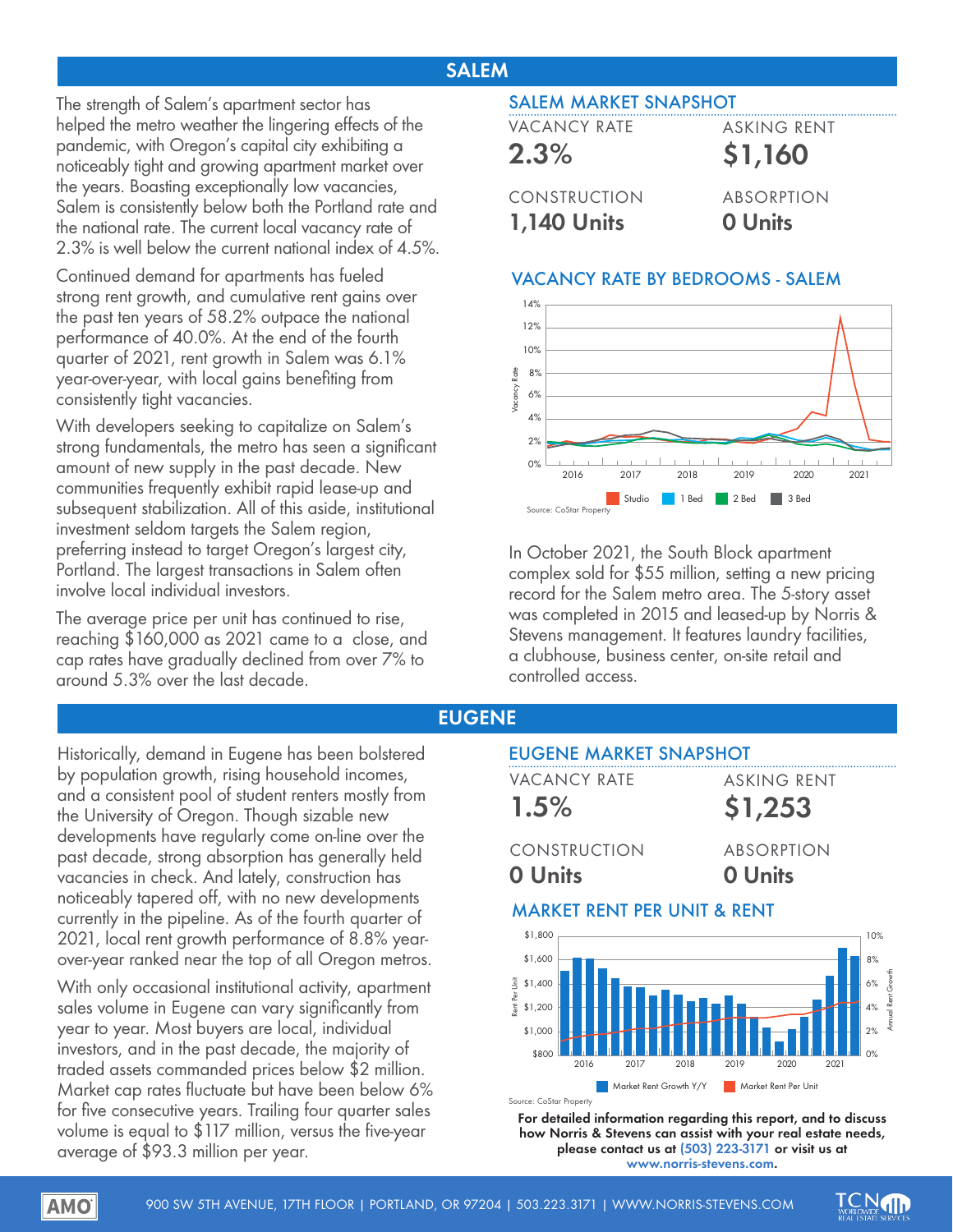## SALEM

The strength of Salem's apartment sector has helped the metro weather the lingering effects of the pandemic, with Oregon's capital city exhibiting a noticeably tight and growing apartment market over the years. Boasting exceptionally low vacancies, Salem is consistently below both the Portland rate and the national rate. The current local vacancy rate of 2.3% is well below the current national index of 4.5%.

Continued demand for apartments has fueled strong rent growth, and cumulative rent gains over the past ten years of 58.2% outpace the national performance of 40.0%. At the end of the fourth quarter of 2021, rent growth in Salem was 6.1% year-over-year, with local gains benefiting from consistently tight vacancies.

With developers seeking to capitalize on Salem's strong fundamentals, the metro has seen a significant amount of new supply in the past decade. New communities frequently exhibit rapid lease-up and subsequent stabilization. All of this aside, institutional investment seldom targets the Salem region, preferring instead to target Oregon's largest city, Portland. The largest transactions in Salem often involve local individual investors.

The average price per unit has continued to rise, reaching $160,000 as 2021 came to a close, and cap rates have gradually declined from over 7% to around 5.3% over the last decade.

### SALEM MARKET SNAPSHOT

VACANCY RATE
**2.3%**

ASKING RENT
**$1,160**

CONSTRUCTION
**1,140 Units**

ABSORPTION
**0 Units**

### VACANCY RATE BY BEDROOMS - SALEM

14%
12%
10%
8%
6%
4%
2%
0%
Vacancy Rate
2016 2017 2018 2019 2020 2021
Studio 1 Bed 2 Bed 3 Bed
Source: CoStar Property

In October 2021, the South Block apartment complex sold for $55 million, setting a new pricing record for the Salem metro area. The 5-story asset was completed in 2015 and leased-up by Norris & Stevens management. It features laundry facilities, a clubhouse, business center, on-site retail and controlled access.

## EUGENE

Historically, demand in Eugene has been bolstered by population growth, rising household incomes, and a consistent pool of student renters mostly from the University of Oregon. Though sizable new developments have regularly come on-line over the past decade, strong absorption has generally held vacancies in check. And lately, construction has noticeably tapered off, with no new developments currently in the pipeline. As of the fourth quarter of 2021, local rent growth performance of 8.8% year-over-year ranked near the top of all Oregon metros.

With only occasional institutional activity, apartment sales volume in Eugene can vary significantly from year to year. Most buyers are local, individual investors, and in the past decade, the majority of traded assets commanded prices below $2 million. Market cap rates fluctuate but have been below 6% for five consecutive years. Trailing four quarter sales volume is equal to $117 million, versus the five-year average of $93.3 million per year.

### EUGENE MARKET SNAPSHOT

VACANCY RATE
**1.5%**

ASKING RENT
**$1,253**

CONSTRUCTION
**0 Units**

ABSORPTION
**0 Units**

### MARKET RENT PER UNIT & RENT

$1,800
$1,600
$1,400
$1,200
$1,000
$800
Rent Per Unit
10%
8%
6%
4%
2%
0%
Annual Rent Growth
2016 2017 2018 2019 2020 2021
Market Rent Growth Y/Y Market Rent Per Unit
Source: CoStar Property

**For detailed information regarding this report, and to discuss how Norris & Stevens can assist with your real estate needs, please contact us at (503) 223-3171 or visit us at www.norris-stevens.com.**